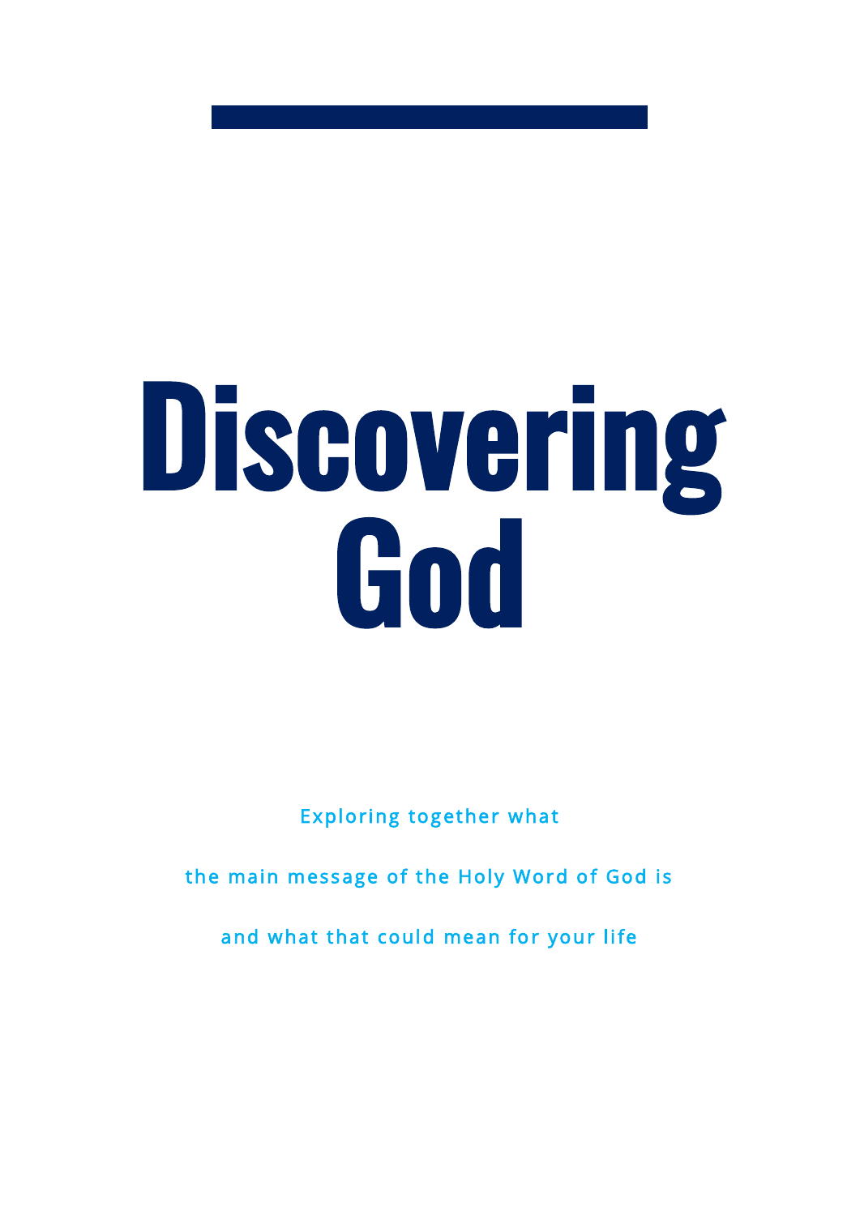# Discovering God

Exploring together what

the main message of the Holy Word of God is

and what that could mean for your life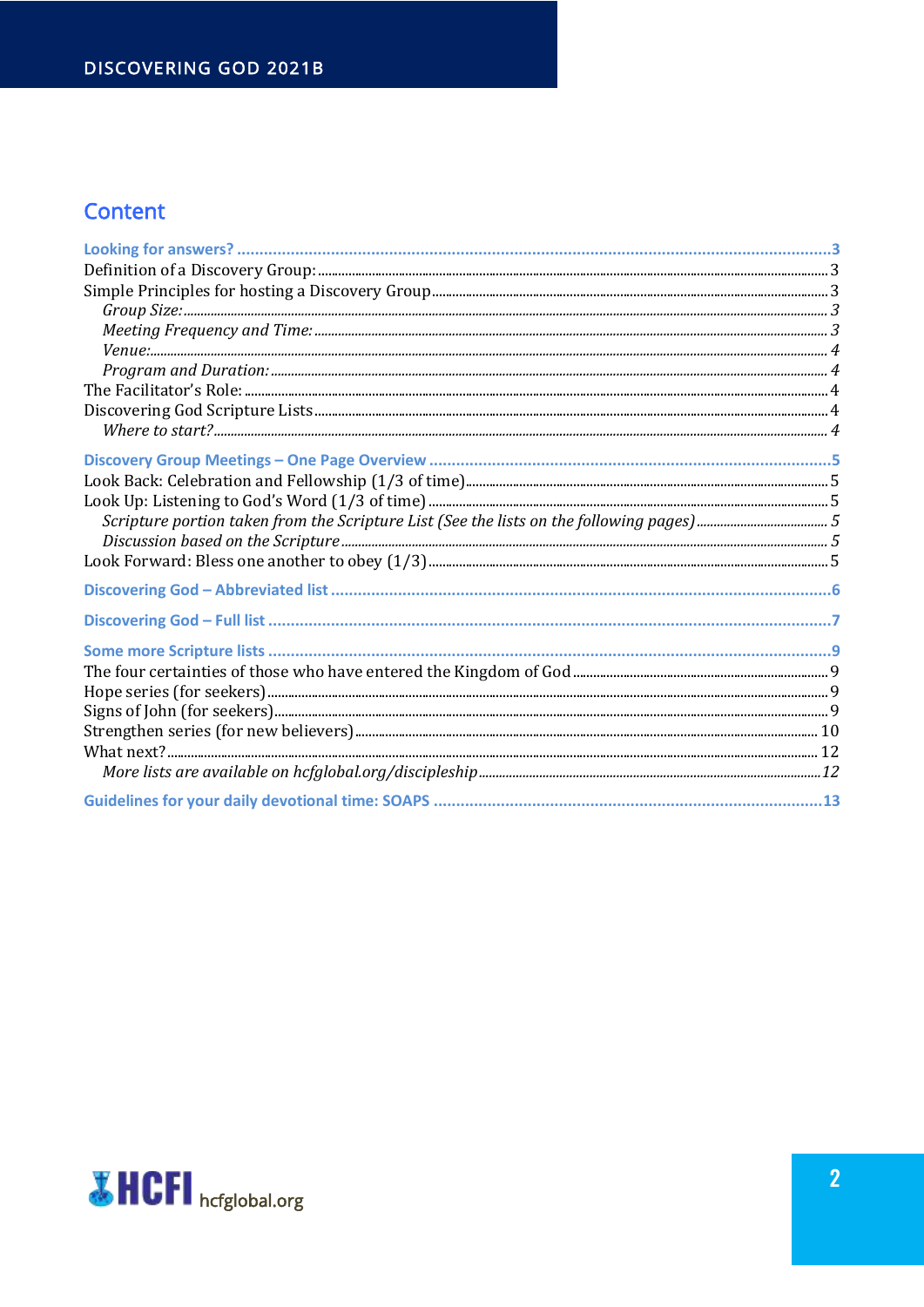# Content

**Looking for answers? .....3**
Definition of a Discovery Group: .....3
Simple Principles for hosting a Discovery Group .....3
  *Group Size: .....3*
  *Meeting Frequency and Time: .....3*
  *Venue: .....4*
  *Program and Duration: .....4*
The Facilitator's Role: .....4
Discovering God Scripture Lists .....4
  *Where to start? .....4*

**Discovery Group Meetings – One Page Overview .....5**
Look Back: Celebration and Fellowship (1/3 of time) .....5
Look Up: Listening to God's Word (1/3 of time) .....5
  *Scripture portion taken from the Scripture List (See the lists on the following pages) .....5*
  *Discussion based on the Scripture .....5*
Look Forward: Bless one another to obey (1/3) .....5

**Discovering God – Abbreviated list .....6**

**Discovering God – Full list .....7**

**Some more Scripture lists .....9**
The four certainties of those who have entered the Kingdom of God .....9
Hope series (for seekers) .....9
Signs of John (for seekers) .....9
Strengthen series (for new believers) .....10
What next? .....12
  *More lists are available on hcfglobal.org/discipleship .....12*

**Guidelines for your daily devotional time: SOAPS .....13**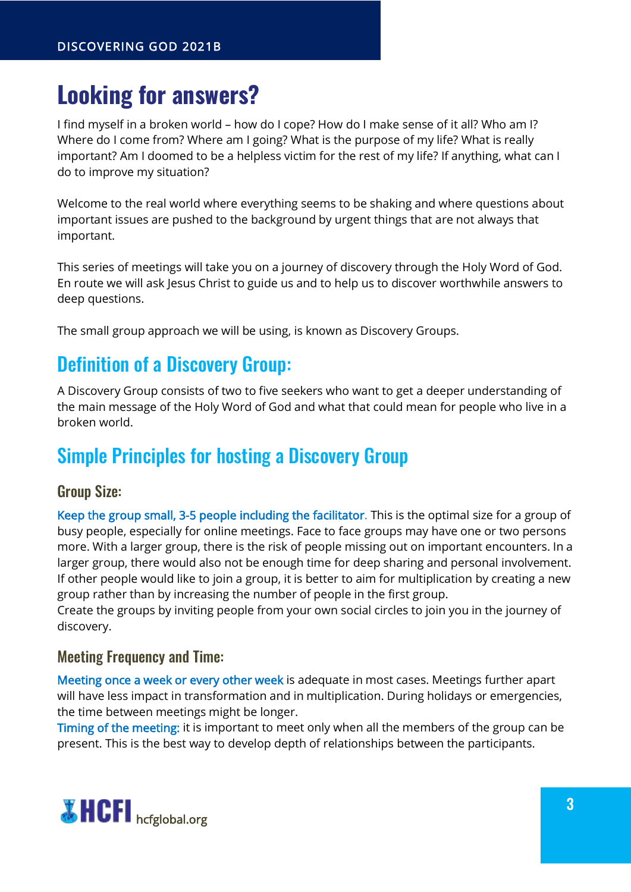# Looking for answers?

I find myself in a broken world – how do I cope? How do I make sense of it all? Who am I? Where do I come from? Where am I going? What is the purpose of my life? What is really important? Am I doomed to be a helpless victim for the rest of my life? If anything, what can I do to improve my situation?

Welcome to the real world where everything seems to be shaking and where questions about important issues are pushed to the background by urgent things that are not always that important.

This series of meetings will take you on a journey of discovery through the Holy Word of God. En route we will ask Jesus Christ to guide us and to help us to discover worthwhile answers to deep questions.

The small group approach we will be using, is known as Discovery Groups.

## Definition of a Discovery Group:

A Discovery Group consists of two to five seekers who want to get a deeper understanding of the main message of the Holy Word of God and what that could mean for people who live in a broken world.

## Simple Principles for hosting a Discovery Group

### Group Size:

Keep the group small, 3-5 people including the facilitator. This is the optimal size for a group of busy people, especially for online meetings. Face to face groups may have one or two persons more. With a larger group, there is the risk of people missing out on important encounters. In a larger group, there would also not be enough time for deep sharing and personal involvement. If other people would like to join a group, it is better to aim for multiplication by creating a new group rather than by increasing the number of people in the first group.
Create the groups by inviting people from your own social circles to join you in the journey of discovery.

### Meeting Frequency and Time:

Meeting once a week or every other week is adequate in most cases. Meetings further apart will have less impact in transformation and in multiplication. During holidays or emergencies, the time between meetings might be longer.
Timing of the meeting: it is important to meet only when all the members of the group can be present. This is the best way to develop depth of relationships between the participants.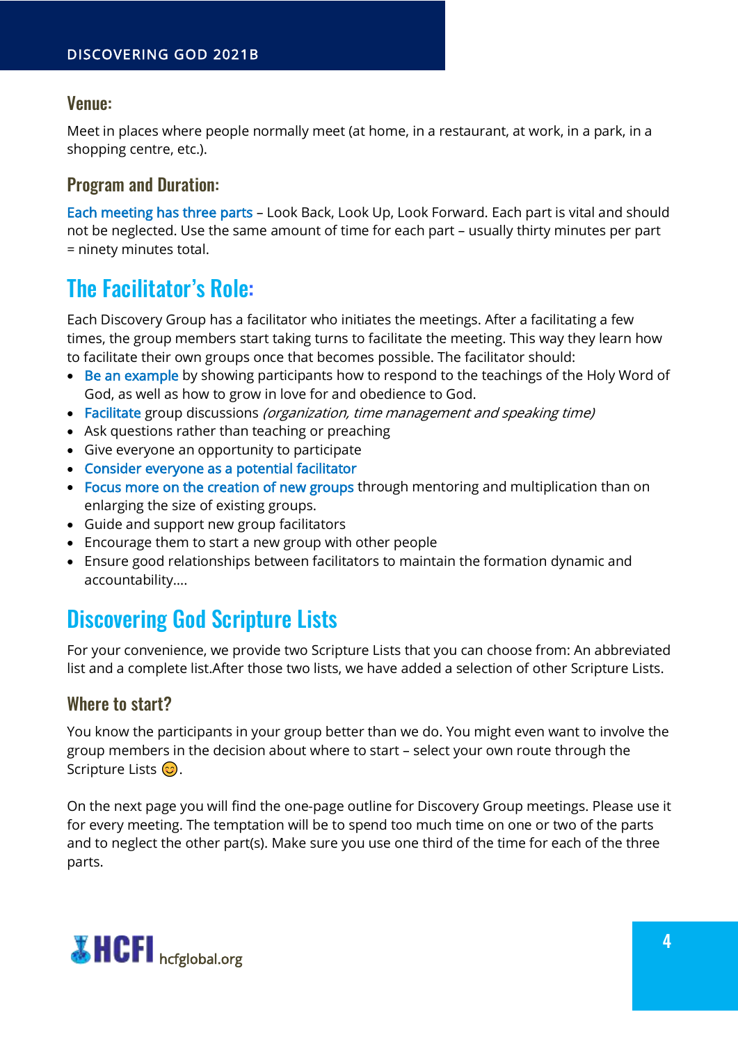### Venue:

Meet in places where people normally meet (at home, in a restaurant, at work, in a park, in a shopping centre, etc.).

### Program and Duration:

Each meeting has three parts – Look Back, Look Up, Look Forward. Each part is vital and should not be neglected. Use the same amount of time for each part – usually thirty minutes per part = ninety minutes total.

## The Facilitator's Role:

Each Discovery Group has a facilitator who initiates the meetings. After a facilitating a few times, the group members start taking turns to facilitate the meeting. This way they learn how to facilitate their own groups once that becomes possible. The facilitator should:

- Be an example by showing participants how to respond to the teachings of the Holy Word of God, as well as how to grow in love for and obedience to God.
- Facilitate group discussions *(organization, time management and speaking time)*
- Ask questions rather than teaching or preaching
- Give everyone an opportunity to participate
- Consider everyone as a potential facilitator
- Focus more on the creation of new groups through mentoring and multiplication than on enlarging the size of existing groups.
- Guide and support new group facilitators
- Encourage them to start a new group with other people
- Ensure good relationships between facilitators to maintain the formation dynamic and accountability….

## Discovering God Scripture Lists

For your convenience, we provide two Scripture Lists that you can choose from: An abbreviated list and a complete list.After those two lists, we have added a selection of other Scripture Lists.

### Where to start?

You know the participants in your group better than we do. You might even want to involve the group members in the decision about where to start – select your own route through the Scripture Lists 😊.

On the next page you will find the one-page outline for Discovery Group meetings. Please use it for every meeting. The temptation will be to spend too much time on one or two of the parts and to neglect the other part(s). Make sure you use one third of the time for each of the three parts.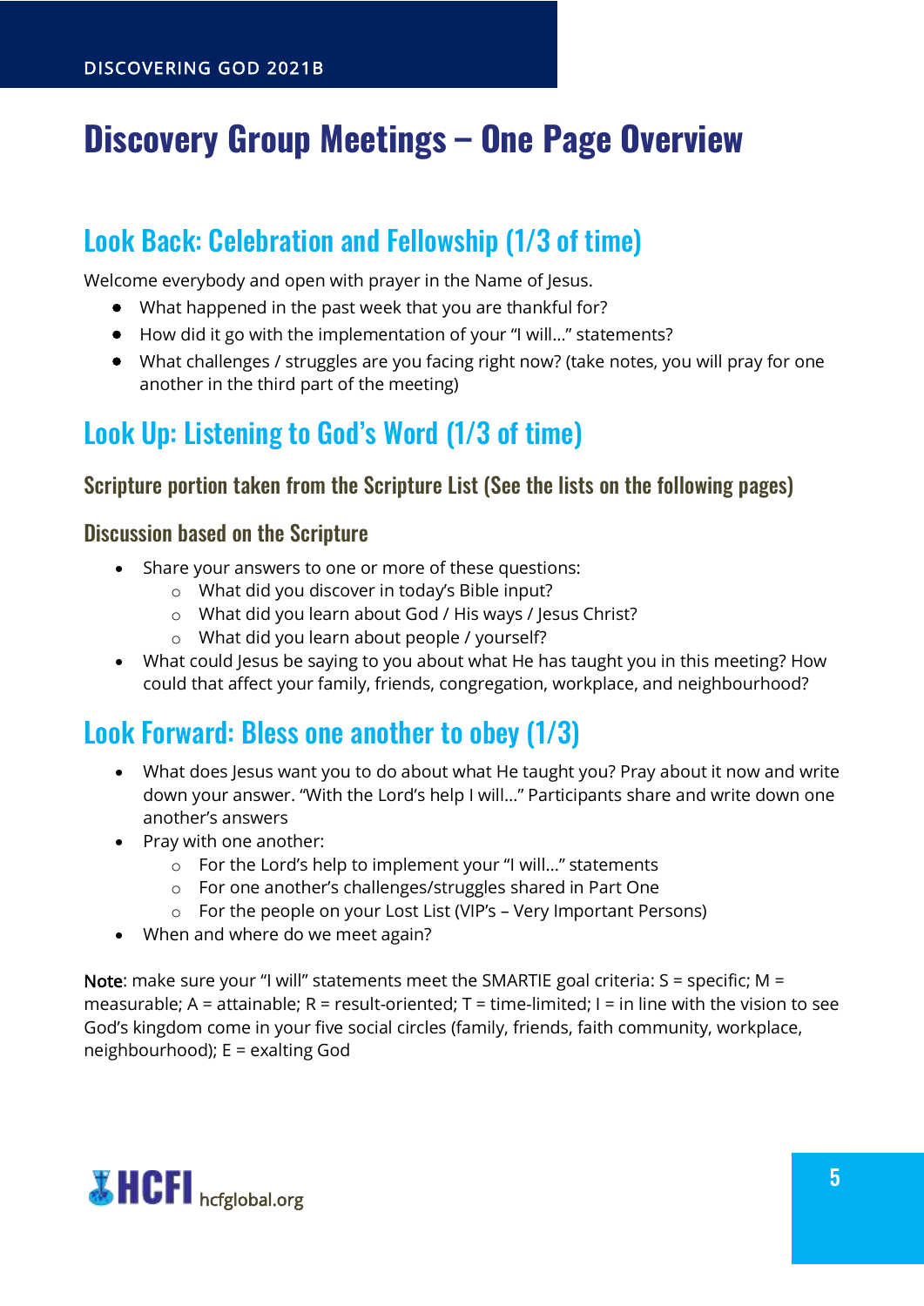# Discovery Group Meetings – One Page Overview

## Look Back: Celebration and Fellowship (1/3 of time)

Welcome everybody and open with prayer in the Name of Jesus.

- What happened in the past week that you are thankful for?
- How did it go with the implementation of your "I will…" statements?
- What challenges / struggles are you facing right now? (take notes, you will pray for one another in the third part of the meeting)

## Look Up: Listening to God's Word (1/3 of time)

### Scripture portion taken from the Scripture List (See the lists on the following pages)

### Discussion based on the Scripture

- Share your answers to one or more of these questions:
    - What did you discover in today's Bible input?
    - What did you learn about God / His ways / Jesus Christ?
    - What did you learn about people / yourself?
- What could Jesus be saying to you about what He has taught you in this meeting? How could that affect your family, friends, congregation, workplace, and neighbourhood?

## Look Forward: Bless one another to obey (1/3)

- What does Jesus want you to do about what He taught you? Pray about it now and write down your answer. "With the Lord's help I will…" Participants share and write down one another's answers
- Pray with one another:
    - For the Lord's help to implement your "I will…" statements
    - For one another's challenges/struggles shared in Part One
    - For the people on your Lost List (VIP's – Very Important Persons)
- When and where do we meet again?

Note: make sure your "I will" statements meet the SMARTIE goal criteria: S = specific; M = measurable; A = attainable; R = result-oriented; T = time-limited; I = in line with the vision to see God's kingdom come in your five social circles (family, friends, faith community, workplace, neighbourhood); E = exalting God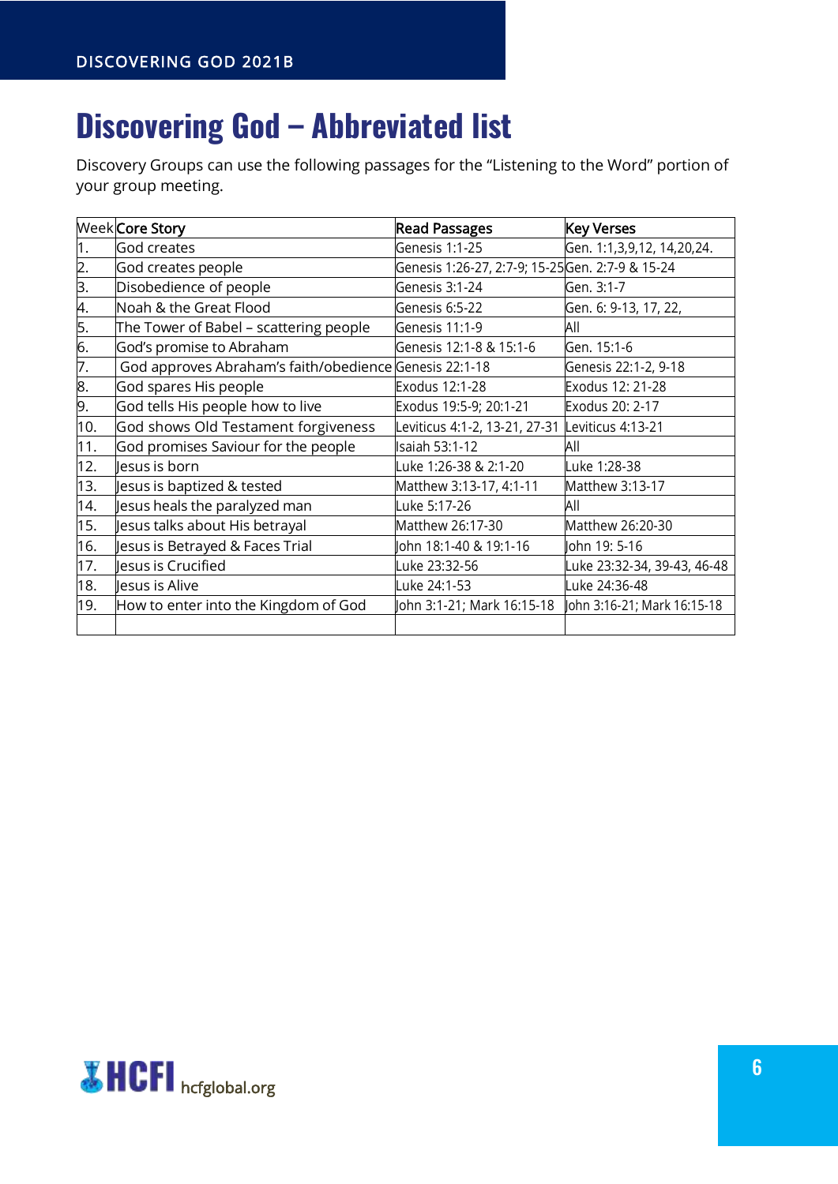# Discovering God – Abbreviated list

Discovery Groups can use the following passages for the "Listening to the Word" portion of your group meeting.

| Week | Core Story | Read Passages | Key Verses |
|---|---|---|---|
| 1. | God creates | Genesis 1:1-25 | Gen. 1:1,3,9,12, 14,20,24. |
| 2. | God creates people | Genesis 1:26-27, 2:7-9; 15-25 | Gen. 2:7-9 & 15-24 |
| 3. | Disobedience of people | Genesis 3:1-24 | Gen. 3:1-7 |
| 4. | Noah & the Great Flood | Genesis 6:5-22 | Gen. 6: 9-13, 17, 22, |
| 5. | The Tower of Babel – scattering people | Genesis 11:1-9 | All |
| 6. | God's promise to Abraham | Genesis 12:1-8 & 15:1-6 | Gen. 15:1-6 |
| 7. | God approves Abraham's faith/obedience | Genesis 22:1-18 | Genesis 22:1-2, 9-18 |
| 8. | God spares His people | Exodus 12:1-28 | Exodus 12: 21-28 |
| 9. | God tells His people how to live | Exodus 19:5-9; 20:1-21 | Exodus 20: 2-17 |
| 10. | God shows Old Testament forgiveness | Leviticus 4:1-2, 13-21, 27-31 | Leviticus 4:13-21 |
| 11. | God promises Saviour for the people | Isaiah 53:1-12 | All |
| 12. | Jesus is born | Luke 1:26-38 & 2:1-20 | Luke 1:28-38 |
| 13. | Jesus is baptized & tested | Matthew 3:13-17, 4:1-11 | Matthew 3:13-17 |
| 14. | Jesus heals the paralyzed man | Luke 5:17-26 | All |
| 15. | Jesus talks about His betrayal | Matthew 26:17-30 | Matthew 26:20-30 |
| 16. | Jesus is Betrayed & Faces Trial | John 18:1-40 & 19:1-16 | John 19: 5-16 |
| 17. | Jesus is Crucified | Luke 23:32-56 | Luke 23:32-34, 39-43, 46-48 |
| 18. | Jesus is Alive | Luke 24:1-53 | Luke 24:36-48 |
| 19. | How to enter into the Kingdom of God | John 3:1-21; Mark 16:15-18 | John 3:16-21; Mark 16:15-18 |
| | | | |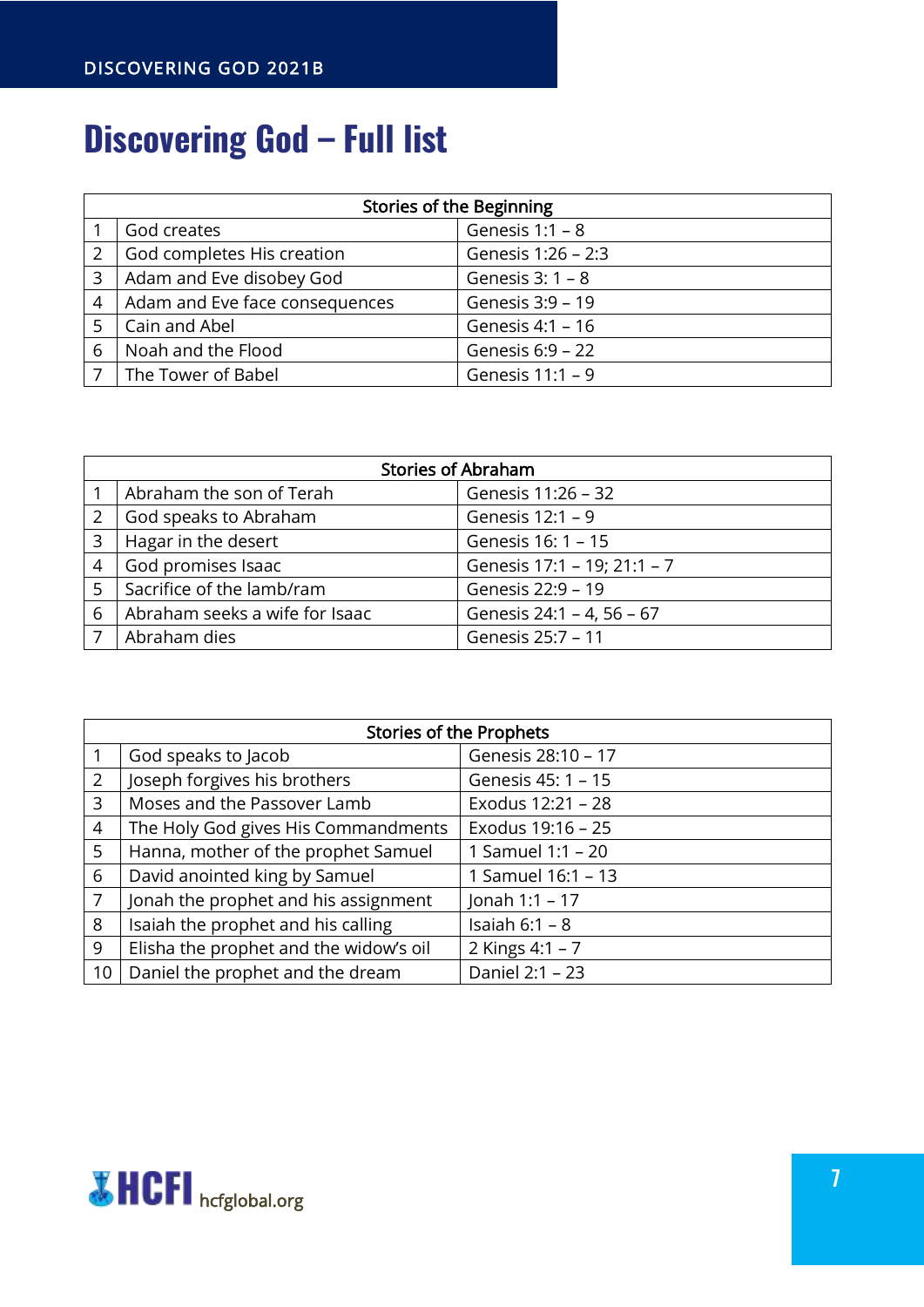# Discovering God – Full list

| Stories of the Beginning | | |
|---|---|---|
| 1 | God creates | Genesis 1:1 – 8 |
| 2 | God completes His creation | Genesis 1:26 – 2:3 |
| 3 | Adam and Eve disobey God | Genesis 3: 1 – 8 |
| 4 | Adam and Eve face consequences | Genesis 3:9 – 19 |
| 5 | Cain and Abel | Genesis 4:1 – 16 |
| 6 | Noah and the Flood | Genesis 6:9 – 22 |
| 7 | The Tower of Babel | Genesis 11:1 – 9 |

| Stories of Abraham | | |
|---|---|---|
| 1 | Abraham the son of Terah | Genesis 11:26 – 32 |
| 2 | God speaks to Abraham | Genesis 12:1 – 9 |
| 3 | Hagar in the desert | Genesis 16: 1 – 15 |
| 4 | God promises Isaac | Genesis 17:1 – 19; 21:1 – 7 |
| 5 | Sacrifice of the lamb/ram | Genesis 22:9 – 19 |
| 6 | Abraham seeks a wife for Isaac | Genesis 24:1 – 4, 56 – 67 |
| 7 | Abraham dies | Genesis 25:7 – 11 |

| Stories of the Prophets | | |
|---|---|---|
| 1 | God speaks to Jacob | Genesis 28:10 – 17 |
| 2 | Joseph forgives his brothers | Genesis 45: 1 – 15 |
| 3 | Moses and the Passover Lamb | Exodus 12:21 – 28 |
| 4 | The Holy God gives His Commandments | Exodus 19:16 – 25 |
| 5 | Hanna, mother of the prophet Samuel | 1 Samuel 1:1 – 20 |
| 6 | David anointed king by Samuel | 1 Samuel 16:1 – 13 |
| 7 | Jonah the prophet and his assignment | Jonah 1:1 – 17 |
| 8 | Isaiah the prophet and his calling | Isaiah 6:1 – 8 |
| 9 | Elisha the prophet and the widow's oil | 2 Kings 4:1 – 7 |
| 10 | Daniel the prophet and the dream | Daniel 2:1 – 23 |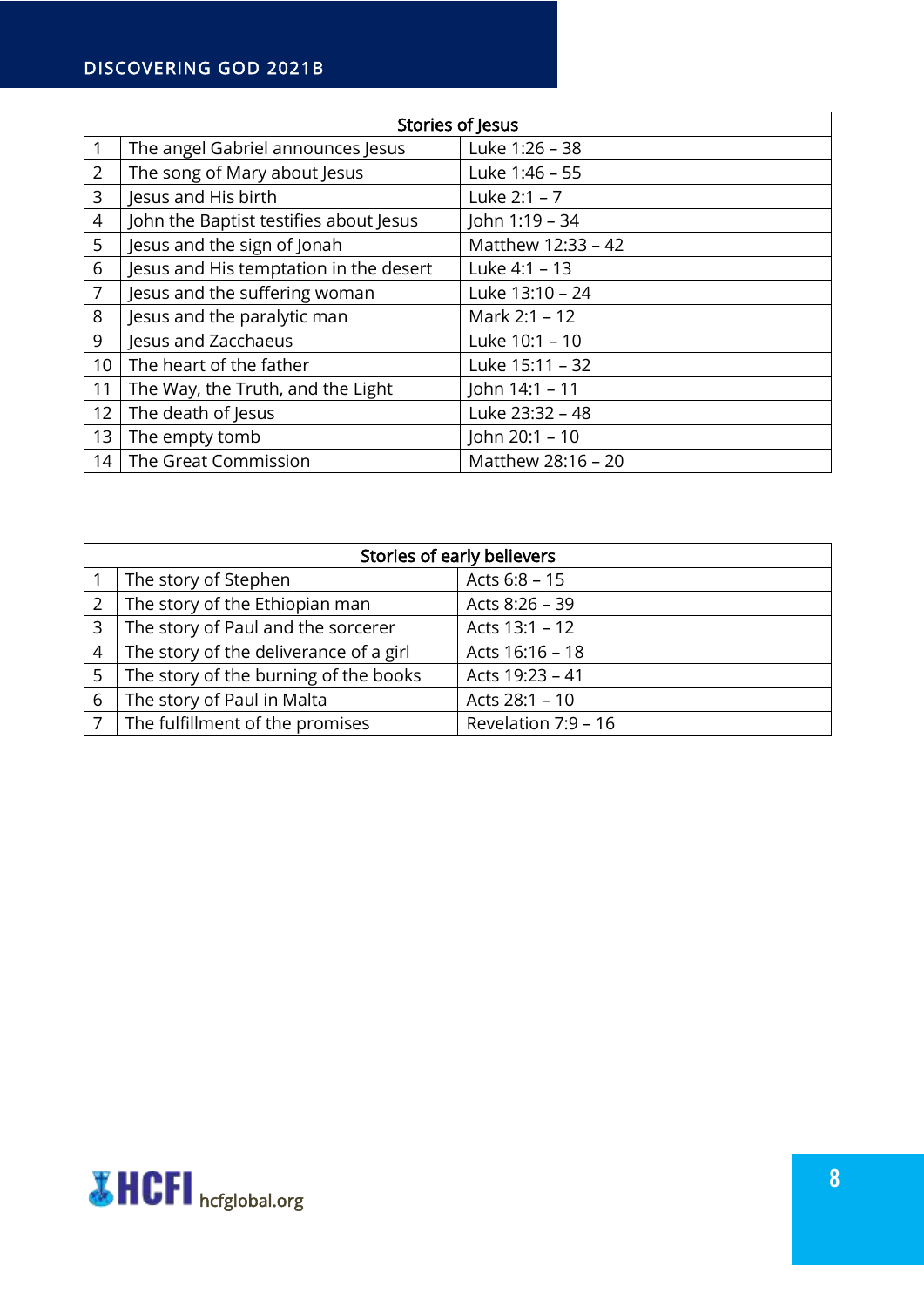| Stories of Jesus | | |
|---|---|---|
| 1 | The angel Gabriel announces Jesus | Luke 1:26 – 38 |
| 2 | The song of Mary about Jesus | Luke 1:46 – 55 |
| 3 | Jesus and His birth | Luke 2:1 – 7 |
| 4 | John the Baptist testifies about Jesus | John 1:19 – 34 |
| 5 | Jesus and the sign of Jonah | Matthew 12:33 – 42 |
| 6 | Jesus and His temptation in the desert | Luke 4:1 – 13 |
| 7 | Jesus and the suffering woman | Luke 13:10 – 24 |
| 8 | Jesus and the paralytic man | Mark 2:1 – 12 |
| 9 | Jesus and Zacchaeus | Luke 10:1 – 10 |
| 10 | The heart of the father | Luke 15:11 – 32 |
| 11 | The Way, the Truth, and the Light | John 14:1 – 11 |
| 12 | The death of Jesus | Luke 23:32 – 48 |
| 13 | The empty tomb | John 20:1 – 10 |
| 14 | The Great Commission | Matthew 28:16 – 20 |

| Stories of early believers | | |
|---|---|---|
| 1 | The story of Stephen | Acts 6:8 – 15 |
| 2 | The story of the Ethiopian man | Acts 8:26 – 39 |
| 3 | The story of Paul and the sorcerer | Acts 13:1 – 12 |
| 4 | The story of the deliverance of a girl | Acts 16:16 – 18 |
| 5 | The story of the burning of the books | Acts 19:23 – 41 |
| 6 | The story of Paul in Malta | Acts 28:1 – 10 |
| 7 | The fulfillment of the promises | Revelation 7:9 – 16 |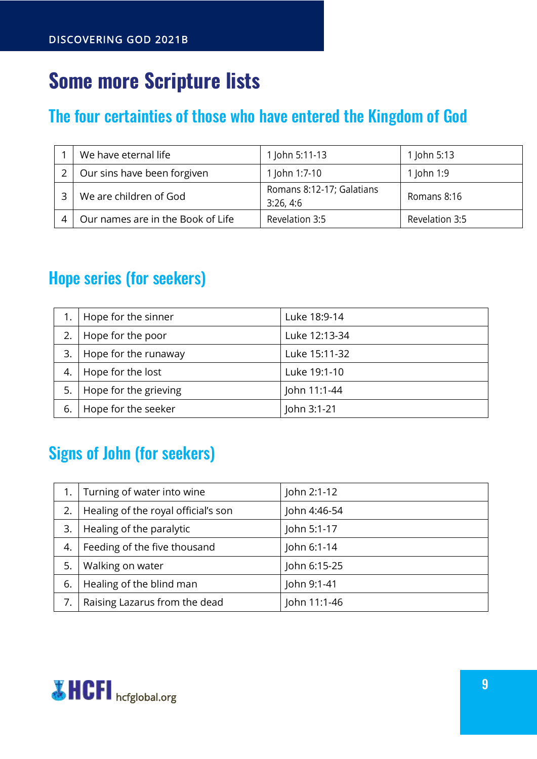# Some more Scripture lists

## The four certainties of those who have entered the Kingdom of God

| | | | |
|---|---|---|---|
| 1 | We have eternal life | 1 John 5:11-13 | 1 John 5:13 |
| 2 | Our sins have been forgiven | 1 John 1:7-10 | 1 John 1:9 |
| 3 | We are children of God | Romans 8:12-17; Galatians 3:26, 4:6 | Romans 8:16 |
| 4 | Our names are in the Book of Life | Revelation 3:5 | Revelation 3:5 |

## Hope series (for seekers)

| | | |
|---|---|---|
| 1. | Hope for the sinner | Luke 18:9-14 |
| 2. | Hope for the poor | Luke 12:13-34 |
| 3. | Hope for the runaway | Luke 15:11-32 |
| 4. | Hope for the lost | Luke 19:1-10 |
| 5. | Hope for the grieving | John 11:1-44 |
| 6. | Hope for the seeker | John 3:1-21 |

## Signs of John (for seekers)

| | | |
|---|---|---|
| 1. | Turning of water into wine | John 2:1-12 |
| 2. | Healing of the royal official's son | John 4:46-54 |
| 3. | Healing of the paralytic | John 5:1-17 |
| 4. | Feeding of the five thousand | John 6:1-14 |
| 5. | Walking on water | John 6:15-25 |
| 6. | Healing of the blind man | John 9:1-41 |
| 7. | Raising Lazarus from the dead | John 11:1-46 |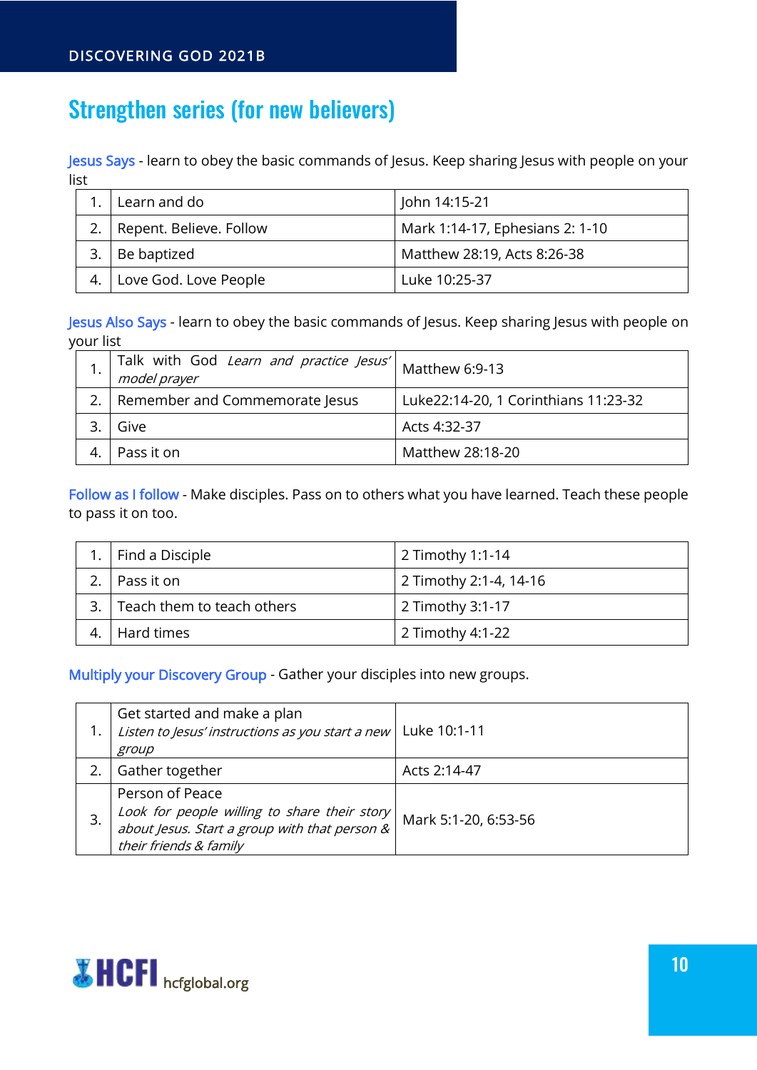# Strengthen series (for new believers)

Jesus Says - learn to obey the basic commands of Jesus. Keep sharing Jesus with people on your list

| | | |
|---|---|---|
| 1. | Learn and do | John 14:15-21 |
| 2. | Repent. Believe. Follow | Mark 1:14-17, Ephesians 2: 1-10 |
| 3. | Be baptized | Matthew 28:19, Acts 8:26-38 |
| 4. | Love God. Love People | Luke 10:25-37 |

Jesus Also Says - learn to obey the basic commands of Jesus. Keep sharing Jesus with people on your list

| | | |
|---|---|---|
| 1. | Talk with God *Learn and practice Jesus' model prayer* | Matthew 6:9-13 |
| 2. | Remember and Commemorate Jesus | Luke22:14-20, 1 Corinthians 11:23-32 |
| 3. | Give | Acts 4:32-37 |
| 4. | Pass it on | Matthew 28:18-20 |

Follow as I follow - Make disciples. Pass on to others what you have learned. Teach these people to pass it on too.

| | | |
|---|---|---|
| 1. | Find a Disciple | 2 Timothy 1:1-14 |
| 2. | Pass it on | 2 Timothy 2:1-4, 14-16 |
| 3. | Teach them to teach others | 2 Timothy 3:1-17 |
| 4. | Hard times | 2 Timothy 4:1-22 |

Multiply your Discovery Group - Gather your disciples into new groups.

| | | |
|---|---|---|
| 1. | Get started and make a plan *Listen to Jesus' instructions as you start a new group* | Luke 10:1-11 |
| 2. | Gather together | Acts 2:14-47 |
| 3. | Person of Peace *Look for people willing to share their story about Jesus. Start a group with that person & their friends & family* | Mark 5:1-20, 6:53-56 |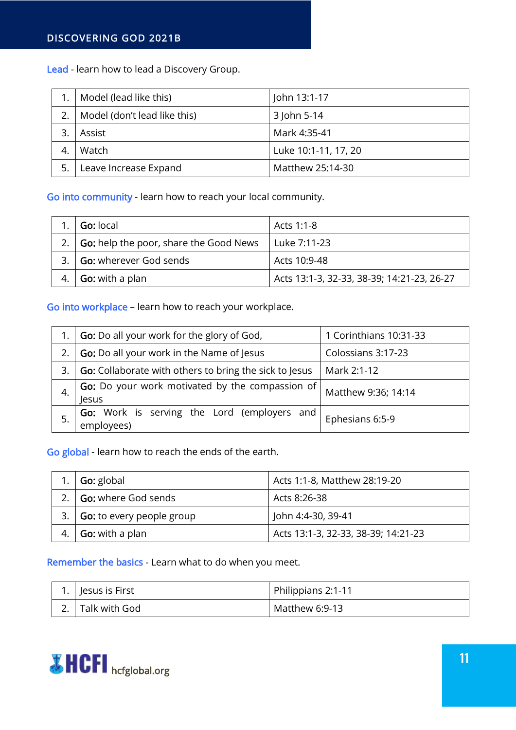Lead - learn how to lead a Discovery Group.

| | | |
|---|---|---|
| 1. | Model (lead like this) | John 13:1-17 |
| 2. | Model (don't lead like this) | 3 John 5-14 |
| 3. | Assist | Mark 4:35-41 |
| 4. | Watch | Luke 10:1-11, 17, 20 |
| 5. | Leave Increase Expand | Matthew 25:14-30 |

Go into community - learn how to reach your local community.

| | | |
|---|---|---|
| 1. | **Go:** local | Acts 1:1-8 |
| 2. | **Go:** help the poor, share the Good News | Luke 7:11-23 |
| 3. | **Go:** wherever God sends | Acts 10:9-48 |
| 4. | **Go:** with a plan | Acts 13:1-3, 32-33, 38-39; 14:21-23, 26-27 |

Go into workplace – learn how to reach your workplace.

| | | |
|---|---|---|
| 1. | **Go:** Do all your work for the glory of God, | 1 Corinthians 10:31-33 |
| 2. | **Go:** Do all your work in the Name of Jesus | Colossians 3:17-23 |
| 3. | **Go:** Collaborate with others to bring the sick to Jesus | Mark 2:1-12 |
| 4. | **Go:** Do your work motivated by the compassion of Jesus | Matthew 9:36; 14:14 |
| 5. | **Go:** Work is serving the Lord (employers and employees) | Ephesians 6:5-9 |

Go global - learn how to reach the ends of the earth.

| | | |
|---|---|---|
| 1. | **Go:** global | Acts 1:1-8, Matthew 28:19-20 |
| 2. | **Go:** where God sends | Acts 8:26-38 |
| 3. | **Go:** to every people group | John 4:4-30, 39-41 |
| 4. | **Go:** with a plan | Acts 13:1-3, 32-33, 38-39; 14:21-23 |

Remember the basics - Learn what to do when you meet.

| | | |
|---|---|---|
| 1. | Jesus is First | Philippians 2:1-11 |
| 2. | Talk with God | Matthew 6:9-13 |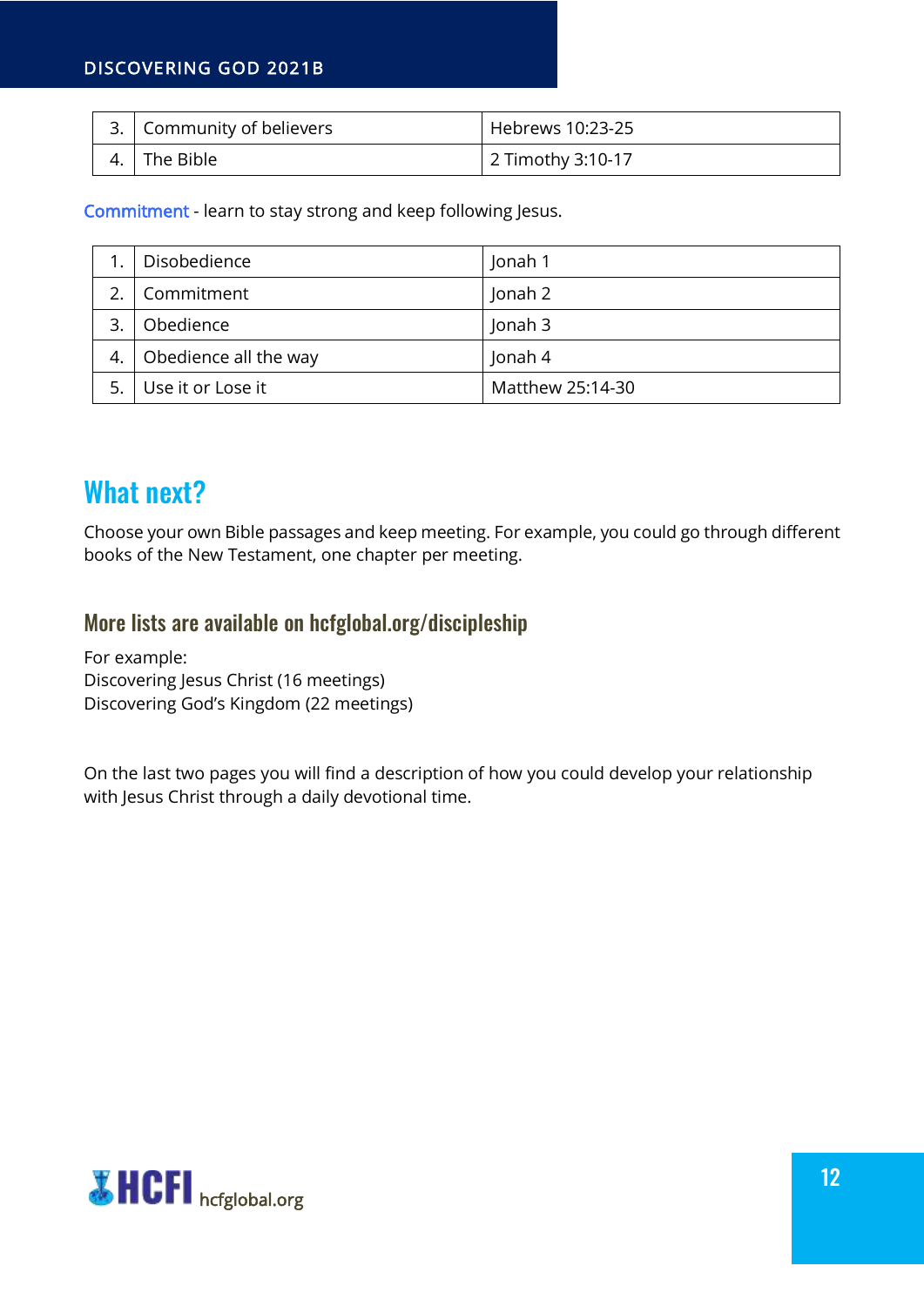| 3. | Community of believers | Hebrews 10:23-25 |
|---|---|---|
| 4. | The Bible | 2 Timothy 3:10-17 |

Commitment - learn to stay strong and keep following Jesus.

| 1. | Disobedience | Jonah 1 |
|---|---|---|
| 2. | Commitment | Jonah 2 |
| 3. | Obedience | Jonah 3 |
| 4. | Obedience all the way | Jonah 4 |
| 5. | Use it or Lose it | Matthew 25:14-30 |

## What next?

Choose your own Bible passages and keep meeting. For example, you could go through different books of the New Testament, one chapter per meeting.

### More lists are available on hcfglobal.org/discipleship

For example:
Discovering Jesus Christ (16 meetings)
Discovering God's Kingdom (22 meetings)

On the last two pages you will find a description of how you could develop your relationship with Jesus Christ through a daily devotional time.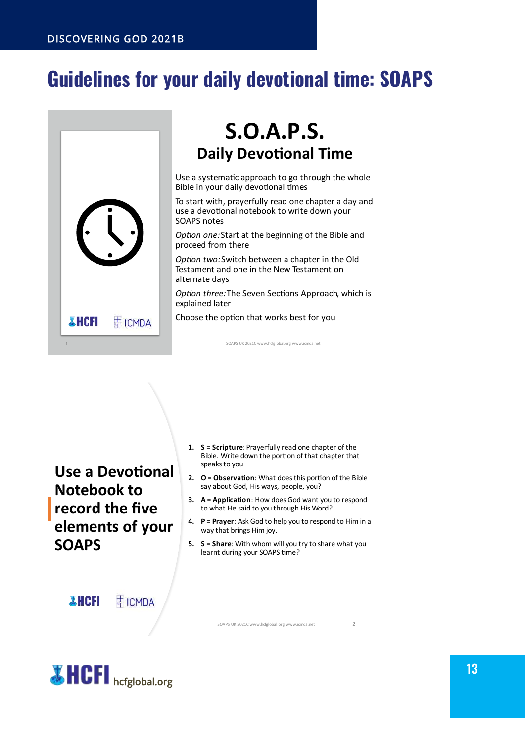# Guidelines for your daily devotional time: SOAPS

## S.O.A.P.S.

### Daily Devotional Time

Use a systematic approach to go through the whole Bible in your daily devotional times

To start with, prayerfully read one chapter a day and use a devotional notebook to write down your SOAPS notes

*Option one:* Start at the beginning of the Bible and proceed from there

*Option two:* Switch between a chapter in the Old Testament and one in the New Testament on alternate days

*Option three:* The Seven Sections Approach, which is explained later

Choose the option that works best for you

SOAPS UK 2021C www.hcfglobal.org www.icmda.net

## Use a Devotional Notebook to record the five elements of your SOAPS

1. **S = Scripture**: Prayerfully read one chapter of the Bible. Write down the portion of that chapter that speaks to you
2. **O = Observation**: What does this portion of the Bible say about God, His ways, people, you?
3. **A = Application**: How does God want you to respond to what He said to you through His Word?
4. **P = Prayer**: Ask God to help you to respond to Him in a way that brings Him joy.
5. **S = Share**: With whom will you try to share what you learnt during your SOAPS time?

SOAPS UK 2021C www.hcfglobal.org www.icmda.net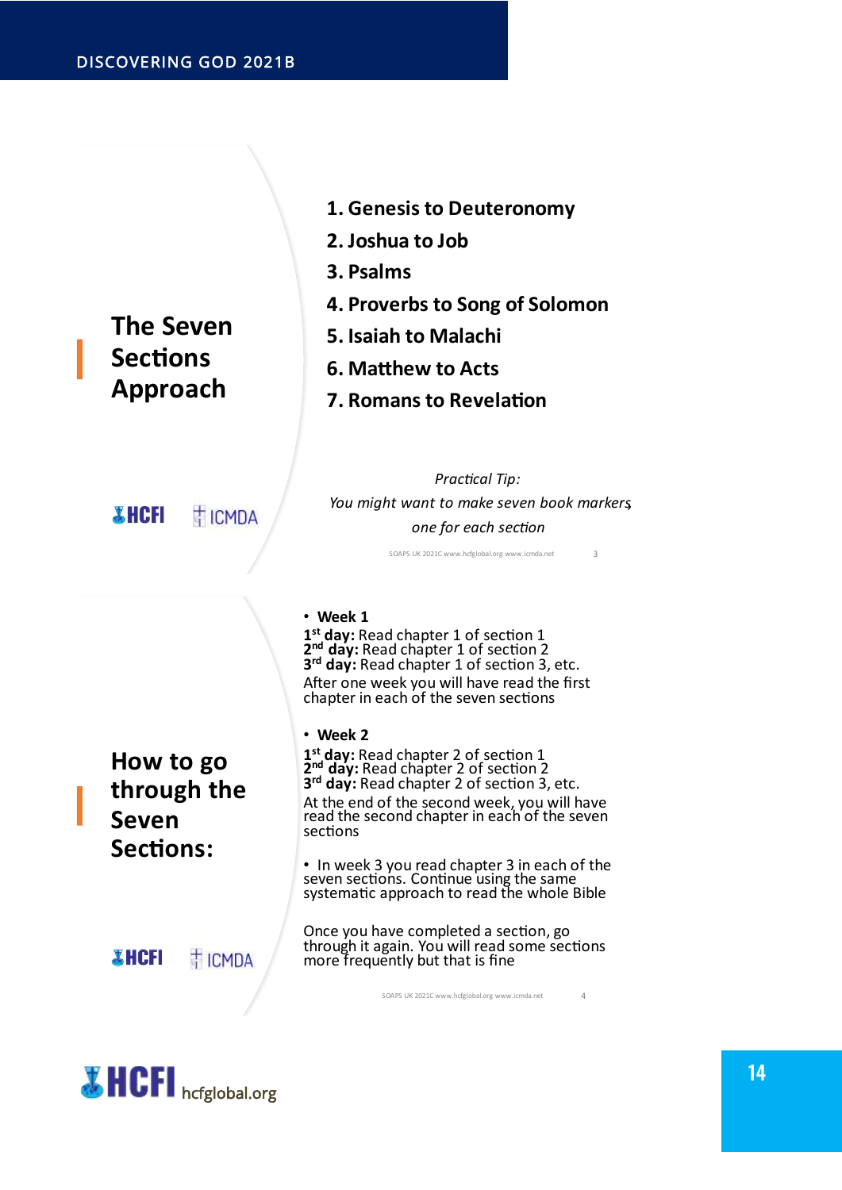## The Seven Sections Approach

1. Genesis to Deuteronomy
2. Joshua to Job
3. Psalms
4. Proverbs to Song of Solomon
5. Isaiah to Malachi
6. Matthew to Acts
7. Romans to Revelation

*Practical Tip:*
*You might want to make seven book markers, one for each section*

## How to go through the Seven Sections:

- **Week 1**

**1st day:** Read chapter 1 of section 1
**2nd day:** Read chapter 1 of section 2
**3rd day:** Read chapter 1 of section 3, etc.
After one week you will have read the first chapter in each of the seven sections

- **Week 2**

**1st day:** Read chapter 2 of section 1
**2nd day:** Read chapter 2 of section 2
**3rd day:** Read chapter 2 of section 3, etc.
At the end of the second week, you will have read the second chapter in each of the seven sections

- In week 3 you read chapter 3 in each of the seven sections. Continue using the same systematic approach to read the whole Bible

Once you have completed a section, go through it again. You will read some sections more frequently but that is fine